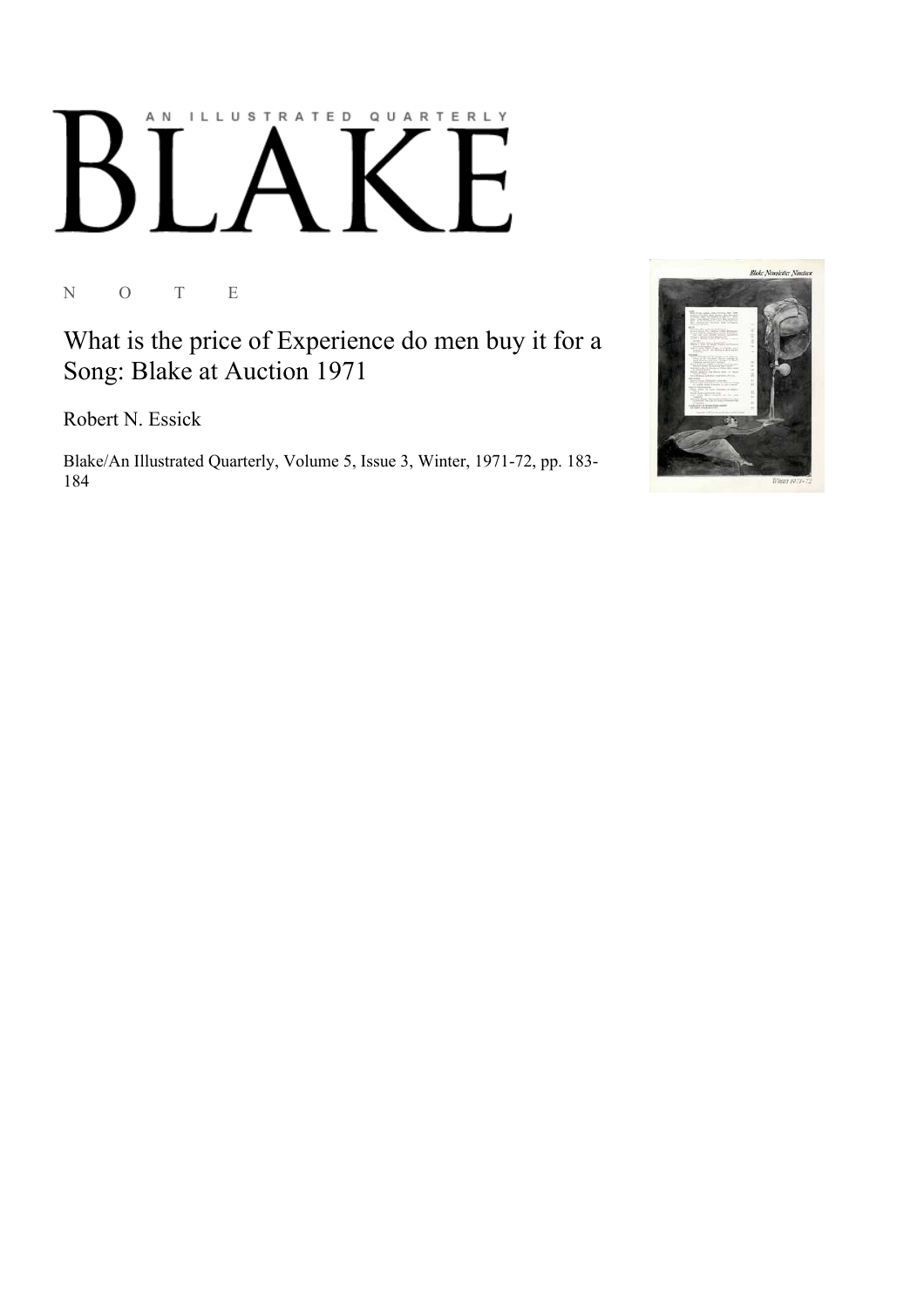AN ILLUSTRATED QUARTERLY

# BLAKE

N O T E

## What is the price of Experience do men buy it for a Song: Blake at Auction 1971

Robert N. Essick

Blake/An Illustrated Quarterly, Volume 5, Issue 3, Winter, 1971-72, pp. 183-184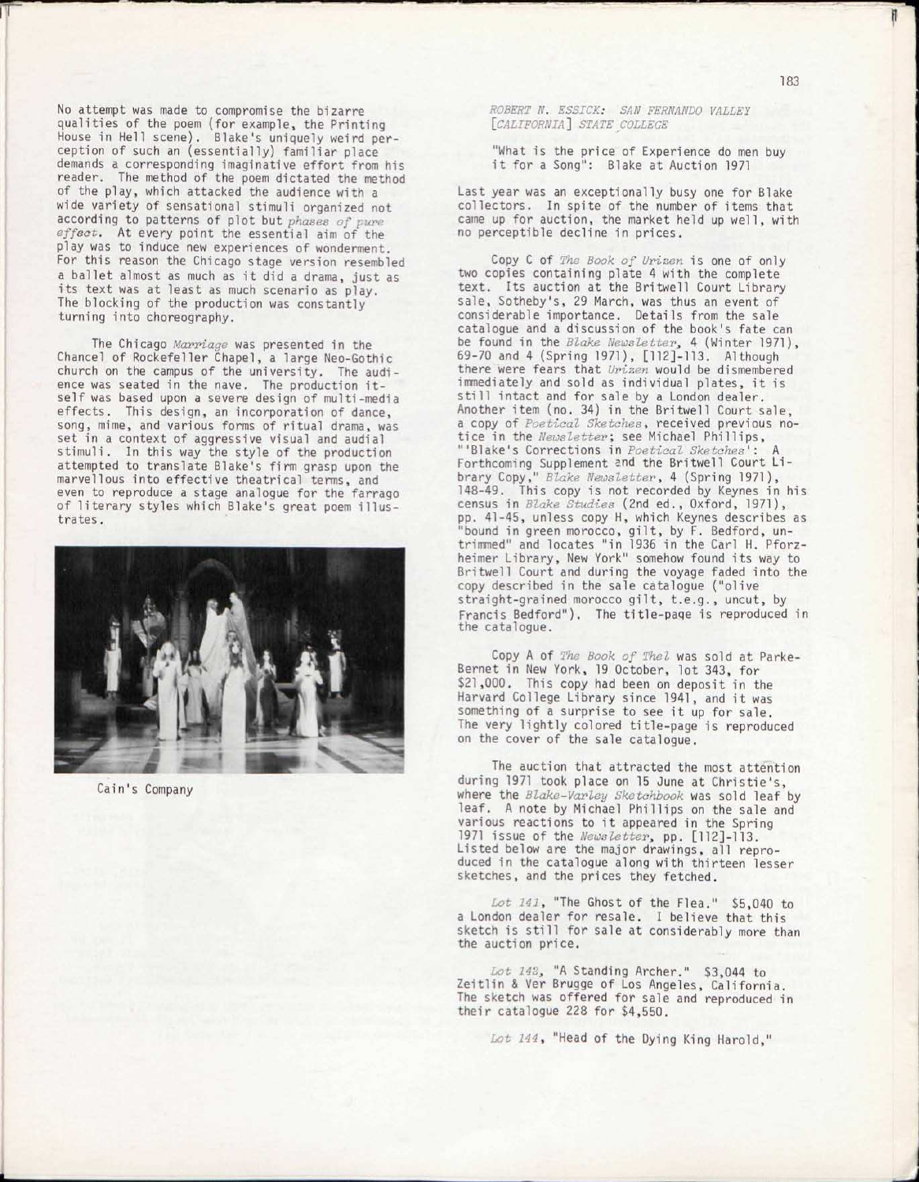No attempt was made to compromise the bizarre qualities of the poem (for example, the Printing House in Hell scene). Blake's uniquely weird perception of such an (essentially) familiar place demands a corresponding imaginative effort from his reader. The method of the poem dictated the method of the play, which attacked the audience with a wide variety of sensational stimuli organized not according to patterns of plot but *phases of pure effect*. At every point the essential aim of the play was to induce new experiences of wonderment. For this reason the Chicago stage version resembled a ballet almost as much as it did a drama, just as its text was at least as much scenario as play. The blocking of the production was constantly turning into choreography.

The Chicago *Marriage* was presented in the Chancel of Rockefeller Chapel, a large Neo-Gothic church on the campus of the university. The audience was seated in the nave. The production itself was based upon a severe design of multi-media effects. This design, an incorporation of dance, song, mime, and various forms of ritual drama, was set in a context of aggressive visual and audial stimuli. In this way the style of the production attempted to translate Blake's firm grasp upon the marvellous into effective theatrical terms, and even to reproduce a stage analogue for the farrago of literary styles which Blake's great poem illustrates.

Cain's Company

*ROBERT N. ESSICK: SAN FERNANDO VALLEY [CALIFORNIA] STATE COLLEGE*

## "What is the price of Experience do men buy it for a Song": Blake at Auction 1971

Last year was an exceptionally busy one for Blake collectors. In spite of the number of items that came up for auction, the market held up well, with no perceptible decline in prices.

Copy C of *The Book of Urizen* is one of only two copies containing plate 4 with the complete text. Its auction at the Britwell Court Library sale, Sotheby's, 29 March, was thus an event of considerable importance. Details from the sale catalogue and a discussion of the book's fate can be found in the *Blake Newsletter*, 4 (Winter 1971), 69-70 and 4 (Spring 1971), [112]-113. Although there were fears that *Urizen* would be dismembered immediately and sold as individual plates, it is still intact and for sale by a London dealer. Another item (no. 34) in the Britwell Court sale, a copy of *Poetical Sketches*, received previous notice in the *Newsletter*; see Michael Phillips, "'Blake's Corrections in *Poetical Sketches*': A Forthcoming Supplement and the Britwell Court Library Copy," *Blake Newsletter*, 4 (Spring 1971), 148-49. This copy is not recorded by Keynes in his census in *Blake Studies* (2nd ed., Oxford, 1971), pp. 41-45, unless copy H, which Keynes describes as "bound in green morocco, gilt, by F. Bedford, untrimmed" and locates "in 1936 in the Carl H. Pforzheimer Library, New York" somehow found its way to Britwell Court and during the voyage faded into the copy described in the sale catalogue ("olive straight-grained morocco gilt, t.e.g., uncut, by Francis Bedford"). The title-page is reproduced in the catalogue.

Copy A of *The Book of Thel* was sold at Parke-Bernet in New York, 19 October, lot 343, for $21,000. This copy had been on deposit in the Harvard College Library since 1941, and it was something of a surprise to see it up for sale. The very lightly colored title-page is reproduced on the cover of the sale catalogue.

The auction that attracted the most attention during 1971 took place on 15 June at Christie's, where the *Blake-Varley Sketchbook* was sold leaf by leaf. A note by Michael Phillips on the sale and various reactions to it appeared in the Spring 1971 issue of the *Newsletter*, pp. [112]-113. Listed below are the major drawings, all reproduced in the catalogue along with thirteen lesser sketches, and the prices they fetched.

*Lot 141*, "The Ghost of the Flea." $5,040 to a London dealer for resale. I believe that this sketch is still for sale at considerably more than the auction price.

*Lot 142*, "A Standing Archer." $3,044 to Zeitlin & Ver Brugge of Los Angeles, California. The sketch was offered for sale and reproduced in their catalogue 228 for $4,550.

*Lot 144*, "Head of the Dying King Harold,"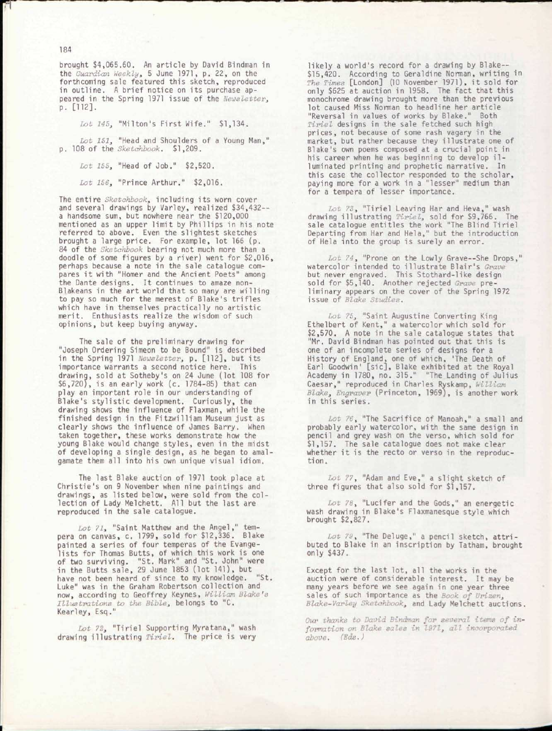brought $4,065.60. An article by David Bindman in the *Guardian Weekly*, 5 June 1971, p. 22, on the forthcoming sale featured this sketch, reproduced in outline. A brief notice on its purchase appeared in the Spring 1971 issue of the *Newsletter*, p. [112].

*Lot 145*, "Milton's First Wife." $1,134.

*Lot 151*, "Head and Shoulders of a Young Man," p. 108 of the *Sketchbook*. $1,209.

*Lot 155*, "Head of Job." $2,520.

*Lot 156*, "Prince Arthur." $2,016.

The entire *Sketchbook*, including its worn cover and several drawings by Varley, realized $34,432--a handsome sum, but nowhere near the $120,000 mentioned as an upper limit by Phillips in his note referred to above. Even the slightest sketches brought a large price. For example, lot 166 (p. 84 of the *Sketchbook* bearing not much more than a doodle of some figures by a river) went for $2,016, perhaps because a note in the sale catalogue compares it with "Homer and the Ancient Poets" among the Dante designs. It continues to amaze non-Blakeans in the art world that so many are willing to pay so much for the merest of Blake's trifles which have in themselves practically no artistic merit. Enthusiasts realize the wisdom of such opinions, but keep buying anyway.

The sale of the preliminary drawing for "Joseph Ordering Simeon to be Bound" is described in the Spring 1971 *Newsletter*, p. [112], but its importance warrants a second notice here. This drawing, sold at Sotheby's on 24 June (lot 108 for $6,720), is an early work (c. 1784-85) that can play an important role in our understanding of Blake's stylistic development. Curiously, the drawing shows the influence of Flaxman, while the finished design in the Fitzwilliam Museum just as clearly shows the influence of James Barry. When taken together, these works demonstrate how the young Blake would change styles, even in the midst of developing a single design, as he began to amalgamate them all into his own unique visual idiom.

The last Blake auction of 1971 took place at Christie's on 9 November when nine paintings and drawings, as listed below, were sold from the collection of Lady Melchett. All but the last are reproduced in the sale catalogue.

*Lot 71*, "Saint Matthew and the Angel," tempera on canvas, c. 1799, sold for $12,336. Blake painted a series of four temperas of the Evangelists for Thomas Butts, of which this work is one of two surviving. "St. Mark" and "St. John" were in the Butts sale, 29 June 1853 (lot 141), but have not been heard of since to my knowledge. "St. Luke" was in the Graham Robertson collection and now, according to Geoffrey Keynes, *William Blake's Illustrations to the Bible*, belongs to "C. Kearley, Esq."

*Lot 72*, "Tiriel Supporting Myratana," wash drawing illustrating *Tiriel*. The price is very likely a world's record for a drawing by Blake--$15,420. According to Geraldine Norman, writing in *The Times* [London] (10 November 1971), it sold for only $625 at auction in 1958. The fact that this monochrome drawing brought more than the previous lot caused Miss Norman to headline her article "Reversal in values of works by Blake." Both *Tiriel* designs in the sale fetched such high prices, not because of some rash vagary in the market, but rather because they illustrate one of Blake's own poems composed at a crucial point in his career when he was beginning to develop illuminated printing and prophetic narrative. In this case the collector responded to the scholar, paying more for a work in a "lesser" medium than for a tempera of lesser importance.

*Lot 73*, "Tiriel Leaving Har and Heva," wash drawing illustrating *Tiriel*, sold for $9,766. The sale catalogue entitles the work "The Blind Tiriel Departing from Har and Hela," but the introduction of Hela into the group is surely an error.

*Lot 74*, "Prone on the Lowly Grave--She Drops," watercolor intended to illustrate Blair's *Grave* but never engraved. This Stothard-like design sold for $5,140. Another rejected *Grave* preliminary appears on the cover of the Spring 1972 issue of *Blake Studies*.

*Lot 75*, "Saint Augustine Converting King Ethelbert of Kent," a watercolor which sold for $2,570. A note in the sale catalogue states that "Mr. David Bindman has pointed out that this is one of an incomplete series of designs for a History of England, one of which, 'The Death of Earl Goodwin' [sic], Blake exhibited at the Royal Academy in 1780, no. 315." "The Landing of Julius Caesar," reproduced in Charles Ryskamp, *William Blake, Engraver* (Princeton, 1969), is another work in this series.

*Lot 76*, "The Sacrifice of Manoah," a small and probably early watercolor, with the same design in pencil and grey wash on the verso, which sold for $1,157. The sale catalogue does not make clear whether it is the recto or verso in the reproduction.

*Lot 77*, "Adam and Eve," a slight sketch of three figures that also sold for $1,157.

*Lot 78*, "Lucifer and the Gods," an energetic wash drawing in Blake's Flaxmanesque style which brought $2,827.

*Lot 79*, "The Deluge," a pencil sketch, attributed to Blake in an inscription by Tatham, brought only $437.

Except for the last lot, all the works in the auction were of considerable interest. It may be many years before we see again in one year three sales of such importance as the *Book of Urizen*, *Blake-Varley Sketchbook*, and Lady Melchett auctions.

*Our thanks to David Bindman for several items of information on Blake sales in 1971, all incorporated above. (Eds.)*